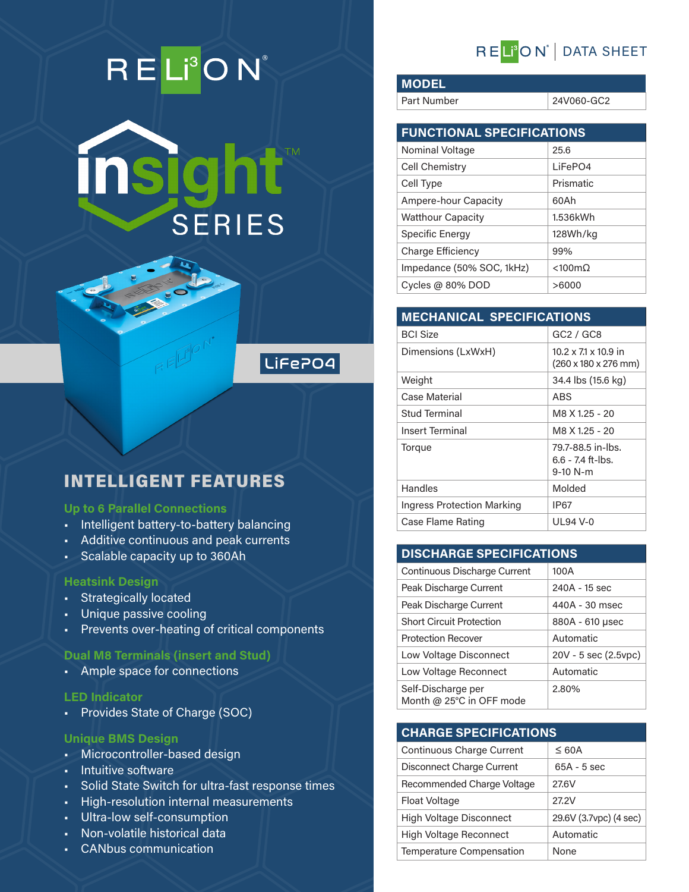# RELiON

# insight SERIES

LiFePO4

## INTELLIGENT FEATURES

### Up to 6 Parallel Connections

- Intelligent battery-to-battery balancing
- Additive continuous and peak currents
- Scalable capacity up to 360Ah

### Heatsink Design

- Strategically located
- Unique passive cooling
- Prevents over-heating of critical components

### Dual M8 Terminals (insert and Stud)

- Ample space for connections

### LED Indicator

- Provides State of Charge (SOC)

### Unique BMS Design

- Microcontroller-based design
- Intuitive software
- Solid State Switch for ultra-fast response times
- High-resolution internal measurements
- Ultra-low self-consumption
- Non-volatile historical data
- CANbus communication

# RELiON | DATA SHEET

| MODEL | |
|---|---|
| Part Number | 24V060-GC2 |

| FUNCTIONAL SPECIFICATIONS | |
|---|---|
| Nominal Voltage | 25.6 |
| Cell Chemistry | LiFePO4 |
| Cell Type | Prismatic |
| Ampere-hour Capacity | 60Ah |
| Watthour Capacity | 1.536kWh |
| Specific Energy | 128Wh/kg |
| Charge Efficiency | 99% |
| Impedance (50% SOC, 1kHz) | <100mΩ |
| Cycles @ 80% DOD | >6000 |

| MECHANICAL SPECIFICATIONS | |
|---|---|
| BCI Size | GC2 / GC8 |
| Dimensions (LxWxH) | 10.2 x 7.1 x 10.9 in (260 x 180 x 276 mm) |
| Weight | 34.4 lbs (15.6 kg) |
| Case Material | ABS |
| Stud Terminal | M8 X 1.25 - 20 |
| Insert Terminal | M8 X 1.25 - 20 |
| Torque | 79.7-88.5 in-lbs. 6.6 - 7.4 ft-lbs. 9-10 N-m |
| Handles | Molded |
| Ingress Protection Marking | IP67 |
| Case Flame Rating | UL94 V-0 |

| DISCHARGE SPECIFICATIONS | |
|---|---|
| Continuous Discharge Current | 100A |
| Peak Discharge Current | 240A - 15 sec |
| Peak Discharge Current | 440A - 30 msec |
| Short Circuit Protection | 880A - 610 µsec |
| Protection Recover | Automatic |
| Low Voltage Disconnect | 20V - 5 sec (2.5vpc) |
| Low Voltage Reconnect | Automatic |
| Self-Discharge per Month @ 25°C in OFF mode | 2.80% |

| CHARGE SPECIFICATIONS | |
|---|---|
| Continuous Charge Current | ≤ 60A |
| Disconnect Charge Current | 65A - 5 sec |
| Recommended Charge Voltage | 27.6V |
| Float Voltage | 27.2V |
| High Voltage Disconnect | 29.6V (3.7vpc) (4 sec) |
| High Voltage Reconnect | Automatic |
| Temperature Compensation | None |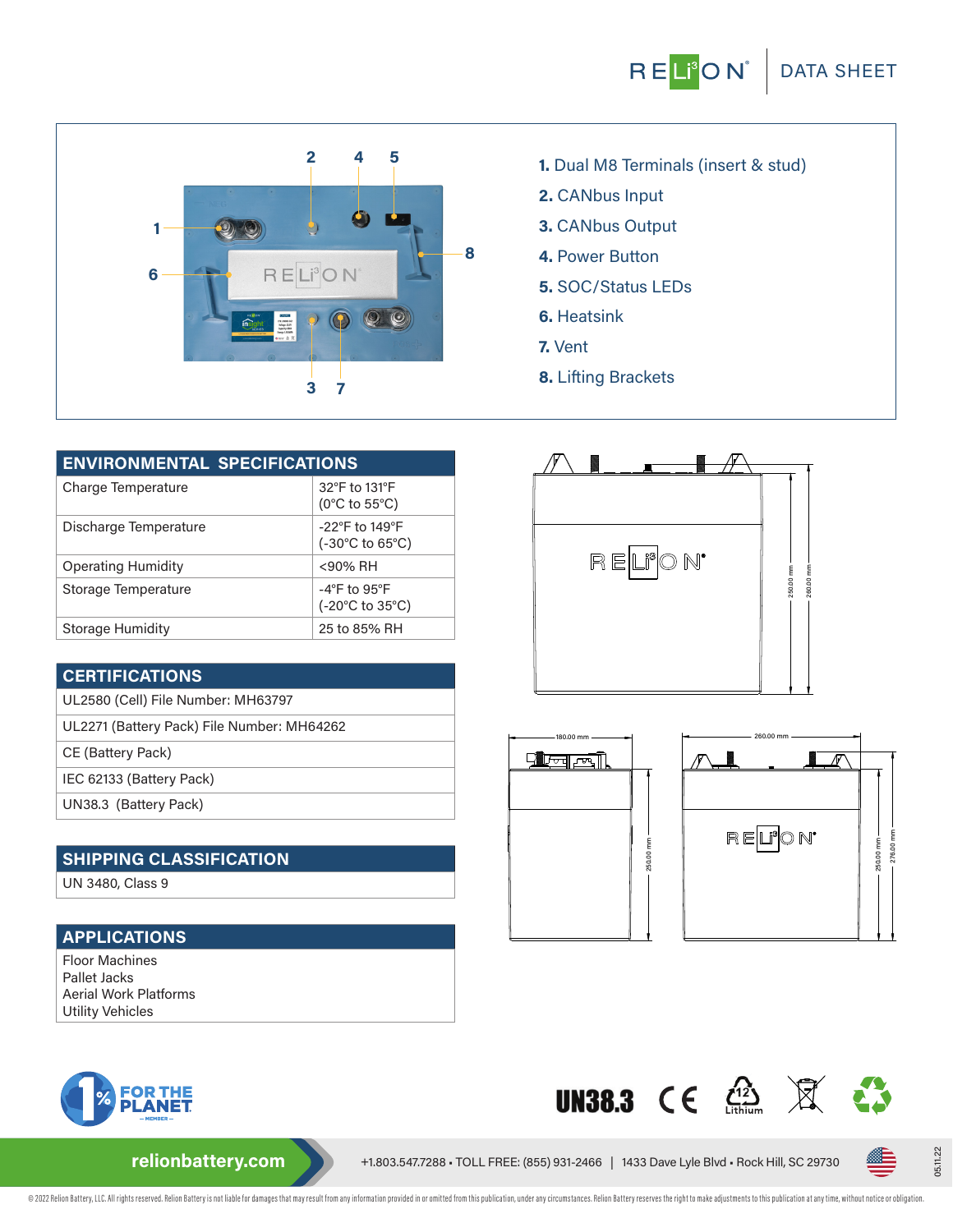1. Dual M8 Terminals (insert & stud)
2. CANbus Input
3. CANbus Output
4. Power Button
5. SOC/Status LEDs
6. Heatsink
7. Vent
8. Lifting Brackets

| ENVIRONMENTAL SPECIFICATIONS | |
|---|---|
| Charge Temperature | 32°F to 131°F (0°C to 55°C) |
| Discharge Temperature | -22°F to 149°F (-30°C to 65°C) |
| Operating Humidity | <90% RH |
| Storage Temperature | -4°F to 95°F (-20°C to 35°C) |
| Storage Humidity | 25 to 85% RH |

## CERTIFICATIONS

UL2580 (Cell) File Number: MH63797

UL2271 (Battery Pack) File Number: MH64262

CE (Battery Pack)

IEC 62133 (Battery Pack)

UN38.3 (Battery Pack)

## SHIPPING CLASSIFICATION

UN 3480, Class 9

## APPLICATIONS

Floor Machines
Pallet Jacks
Aerial Work Platforms
Utility Vehicles

250.00 mm
260.00 mm
180.00 mm
250.00 mm
260.00 mm
250.00 mm
276.00 mm

relionbattery.com

+1.803.547.7288 • TOLL FREE: (855) 931-2466 | 1433 Dave Lyle Blvd • Rock Hill, SC 29730

05.11.22

© 2022 Relion Battery, LLC. All rights reserved. Relion Battery is not liable for damages that may result from any information provided in or omitted from this publication, under any circumstances. Relion Battery reserves the right to make adjustments to this publication at any time, without notice or obligation.